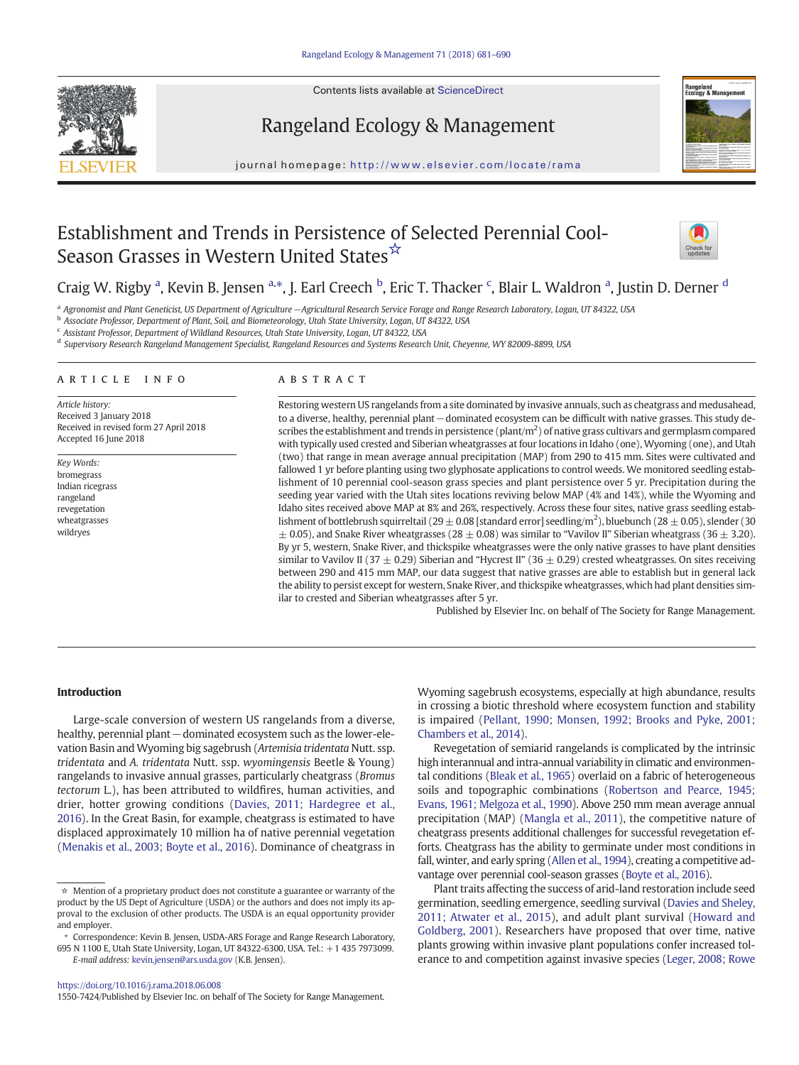Contents lists available at ScienceDirect

# Rangeland Ecology & Management

journal homepage: http://www.elsevier.com/locate/rama

# Establishment and Trends in Persistence of Selected Perennial Cool-Season Grasses in Western United States☆

Craig W. Rigby [a], Kevin B. Jensen [a,*], J. Earl Creech [b], Eric T. Thacker [c], Blair L. Waldron [a], Justin D. Derner [d]

[a] Agronomist and Plant Geneticist, US Department of Agriculture—Agricultural Research Service Forage and Range Research Laboratory, Logan, UT 84322, USA
[b] Associate Professor, Department of Plant, Soil, and Biometeorology, Utah State University, Logan, UT 84322, USA
[c] Assistant Professor, Department of Wildland Resources, Utah State University, Logan, UT 84322, USA
[d] Supervisory Research Rangeland Management Specialist, Rangeland Resources and Systems Research Unit, Cheyenne, WY 82009-8899, USA

## ARTICLE INFO

*Article history:*
Received 3 January 2018
Received in revised form 27 April 2018
Accepted 16 June 2018

*Key Words:*
bromegrass
Indian ricegrass
rangeland
revegetation
wheatgrasses
wildryes

## ABSTRACT

Restoring western US rangelands from a site dominated by invasive annuals, such as cheatgrass and medusahead, to a diverse, healthy, perennial plant—dominated ecosystem can be difficult with native grasses. This study describes the establishment and trends in persistence (plant/$m^2$) of native grass cultivars and germplasm compared with typically used crested and Siberian wheatgrasses at four locations in Idaho (one), Wyoming (one), and Utah (two) that range in mean average annual precipitation (MAP) from 290 to 415 mm. Sites were cultivated and fallowed 1 yr before planting using two glyphosate applications to control weeds. We monitored seedling establishment of 10 perennial cool-season grass species and plant persistence over 5 yr. Precipitation during the seeding year varied with the Utah sites locations reviving below MAP (4% and 14%), while the Wyoming and Idaho sites received above MAP at 8% and 26%, respectively. Across these four sites, native grass seedling establishment of bottlebrush squirreltail (29 ± 0.08 [standard error] seedling/$m^2$), bluebunch (28 ± 0.05), slender (30 ± 0.05), and Snake River wheatgrasses (28 ± 0.08) was similar to "Vavilov II" Siberian wheatgrass (36 ± 3.20). By yr 5, western, Snake River, and thickspike wheatgrasses were the only native grasses to have plant densities similar to Vavilov II (37 ± 0.29) Siberian and "Hycrest II" (36 ± 0.29) crested wheatgrasses. On sites receiving between 290 and 415 mm MAP, our data suggest that native grasses are able to establish but in general lack the ability to persist except for western, Snake River, and thickspike wheatgrasses, which had plant densities similar to crested and Siberian wheatgrasses after 5 yr.

Published by Elsevier Inc. on behalf of The Society for Range Management.

## Introduction

Large-scale conversion of western US rangelands from a diverse, healthy, perennial plant—dominated ecosystem such as the lower-elevation Basin and Wyoming big sagebrush (*Artemisia tridentata* Nutt. ssp. *tridentata* and *A. tridentata* Nutt. ssp. *wyomingensis* Beetle & Young) rangelands to invasive annual grasses, particularly cheatgrass (*Bromus tectorum* L.), has been attributed to wildfires, human activities, and drier, hotter growing conditions (Davies, 2011; Hardegree et al., 2016). In the Great Basin, for example, cheatgrass is estimated to have displaced approximately 10 million ha of native perennial vegetation (Menakis et al., 2003; Boyte et al., 2016). Dominance of cheatgrass in Wyoming sagebrush ecosystems, especially at high abundance, results in crossing a biotic threshold where ecosystem function and stability is impaired (Pellant, 1990; Monsen, 1992; Brooks and Pyke, 2001; Chambers et al., 2014).

Revegetation of semiarid rangelands is complicated by the intrinsic high interannual and intra-annual variability in climatic and environmental conditions (Bleak et al., 1965) overlaid on a fabric of heterogeneous soils and topographic combinations (Robertson and Pearce, 1945; Evans, 1961; Melgoza et al., 1990). Above 250 mm mean average annual precipitation (MAP) (Mangla et al., 2011), the competitive nature of cheatgrass presents additional challenges for successful revegetation efforts. Cheatgrass has the ability to germinate under most conditions in fall, winter, and early spring (Allen et al., 1994), creating a competitive advantage over perennial cool-season grasses (Boyte et al., 2016).

Plant traits affecting the success of arid-land restoration include seed germination, seedling emergence, seedling survival (Davies and Sheley, 2011; Atwater et al., 2015), and adult plant survival (Howard and Goldberg, 2001). Researchers have proposed that over time, native plants growing within invasive plant populations confer increased tolerance to and competition against invasive species (Leger, 2008; Rowe

☆ Mention of a proprietary product does not constitute a guarantee or warranty of the product by the US Dept of Agriculture (USDA) or the authors and does not imply its approval to the exclusion of other products. The USDA is an equal opportunity provider and employer.

\* Correspondence: Kevin B. Jensen, USDA-ARS Forage and Range Research Laboratory, 695 N 1100 E, Utah State University, Logan, UT 84322-6300, USA. Tel.: +1 435 7973099.
*E-mail address:* kevin.jensen@ars.usda.gov (K.B. Jensen).

https://doi.org/10.1016/j.rama.2018.06.008
1550-7424/Published by Elsevier Inc. on behalf of The Society for Range Management.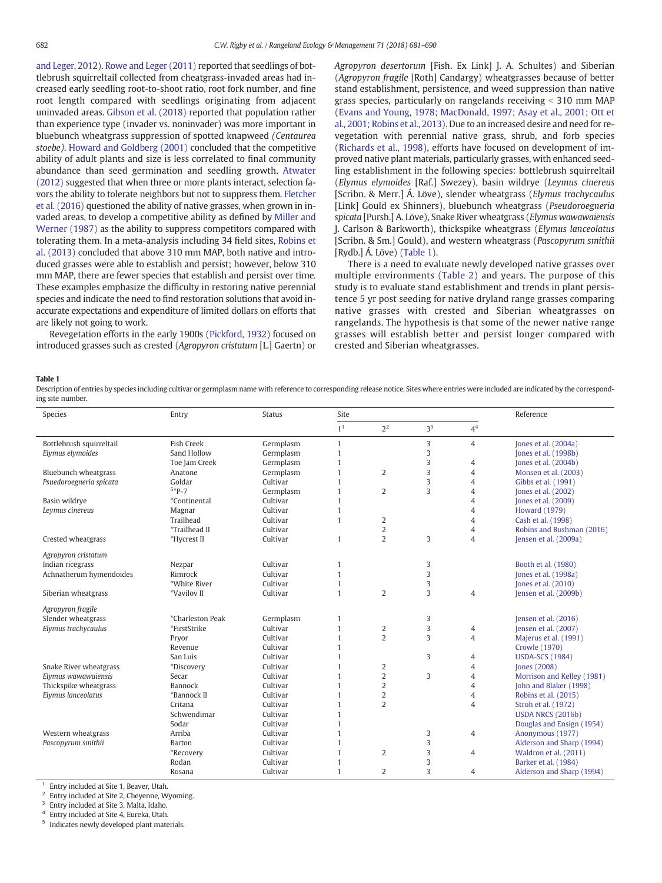and Leger, 2012). Rowe and Leger (2011) reported that seedlings of bottlebrush squirreltail collected from cheatgrass-invaded areas had increased early seedling root-to-shoot ratio, root fork number, and fine root length compared with seedlings originating from adjacent uninvaded areas. Gibson et al. (2018) reported that population rather than experience type (invader vs. noninvader) was more important in bluebunch wheatgrass suppression of spotted knapweed *(Centaurea stoebe)*. Howard and Goldberg (2001) concluded that the competitive ability of adult plants and size is less correlated to final community abundance than seed germination and seedling growth. Atwater (2012) suggested that when three or more plants interact, selection favors the ability to tolerate neighbors but not to suppress them. Fletcher et al. (2016) questioned the ability of native grasses, when grown in invaded areas, to develop a competitive ability as defined by Miller and Werner (1987) as the ability to suppress competitors compared with tolerating them. In a meta-analysis including 34 field sites, Robins et al. (2013) concluded that above 310 mm MAP, both native and introduced grasses were able to establish and persist; however, below 310 mm MAP, there are fewer species that establish and persist over time. These examples emphasize the difficulty in restoring native perennial species and indicate the need to find restoration solutions that avoid inaccurate expectations and expenditure of limited dollars on efforts that are likely not going to work.

Revegetation efforts in the early 1900s (Pickford, 1932) focused on introduced grasses such as crested (*Agropyron cristatum* [L.] Gaertn) or *Agropyron desertorum* [Fish. Ex Link] J. A. Schultes) and Siberian (*Agropyron fragile* [Roth] Candargy) wheatgrasses because of better stand establishment, persistence, and weed suppression than native grass species, particularly on rangelands receiving < 310 mm MAP (Evans and Young, 1978; MacDonald, 1997; Asay et al., 2001; Ott et al., 2001; Robins et al., 2013). Due to an increased desire and need for revegetation with perennial native grass, shrub, and forb species (Richards et al., 1998), efforts have focused on development of improved native plant materials, particularly grasses, with enhanced seedling establishment in the following species: bottlebrush squirreltail (*Elymus elymoides* [Raf.] Swezey), basin wildrye (*Leymus cinereus* [Scribn. & Merr.] Á. Löve), slender wheatgrass (*Elymus trachycaulus* [Link] Gould ex Shinners), bluebunch wheatgrass (*Pseudoroegneria spicata* [Pursh.] A. Löve), Snake River wheatgrass (*Elymus wawawaiensis* J. Carlson & Barkworth), thickspike wheatgrass (*Elymus lanceolatus* [Scribn. & Sm.] Gould), and western wheatgrass (*Pascopyrum smithii* [Rydb.] Á. Löve) (Table 1).

There is a need to evaluate newly developed native grasses over multiple environments (Table 2) and years. The purpose of this study is to evaluate stand establishment and trends in plant persistence 5 yr post seeding for native dryland range grasses comparing native grasses with crested and Siberian wheatgrasses on rangelands. The hypothesis is that some of the newer native range grasses will establish better and persist longer compared with crested and Siberian wheatgrasses.

**Table 1**
Description of entries by species including cultivar or germplasm name with reference to corresponding release notice. Sites where entries were included are indicated by the corresponding site number.

| Species | Entry | Status | Site | | | | Reference |
|---|---|---|---|---|---|---|---|
| | | | 1[1] | 2[2] | 3[3] | 4[4] | |
| Bottlebrush squirreltail | Fish Creek | Germplasm | 1 | | 3 | 4 | Jones et al. (2004a) |
| *Elymus elymoides* | Sand Hollow | Germplasm | 1 | | 3 | | Jones et al. (1998b) |
| | Toe Jam Creek | Germplasm | 1 | | 3 | 4 | Jones et al. (2004b) |
| Bluebunch wheatgrass | Anatone | Germplasm | 1 | 2 | 3 | 4 | Monsen et al. (2003) |
| *Psuedoroegneria spicata* | Goldar | Cultivar | 1 | | 3 | 4 | Gibbs et al. (1991) |
| | [5]*P-7 | Germplasm | 1 | 2 | 3 | 4 | Jones et al. (2002) |
| Basin wildrye | *Continental | Cultivar | 1 | | | 4 | Jones et al. (2009) |
| *Leymus cinereus* | Magnar | Cultivar | 1 | | | 4 | Howard (1979) |
| | Trailhead | Cultivar | 1 | 2 | | 4 | Cash et al. (1998) |
| | *Trailhead II | Cultivar | | 2 | | 4 | Robins and Bushman (2016) |
| Crested wheatgrass | *Hycrest II | Cultivar | 1 | 2 | 3 | 4 | Jensen et al. (2009a) |
| *Agropyron cristatum* | | | | | | | |
| Indian ricegrass | Nezpar | Cultivar | 1 | | 3 | | Booth et al. (1980) |
| Achnatherum hymendoides | Rimrock | Cultivar | 1 | | 3 | | Jones et al. (1998a) |
| | *White River | Cultivar | 1 | | 3 | | Jones et al. (2010) |
| Siberian wheatgrass | *Vavilov II | Cultivar | 1 | 2 | 3 | 4 | Jensen et al. (2009b) |
| *Agropyron fragile* | | | | | | | |
| Slender wheatgrass | *Charleston Peak | Germplasm | 1 | | 3 | | Jensen et al. (2016) |
| *Elymus trachycaulus* | *FirstStrike | Cultivar | 1 | 2 | 3 | 4 | Jensen et al. (2007) |
| | Pryor | Cultivar | 1 | 2 | 3 | 4 | Majerus et al. (1991) |
| | Revenue | Cultivar | 1 | | | | Crowle (1970) |
| | San Luis | Cultivar | 1 | | 3 | 4 | USDA-SCS (1984) |
| Snake River wheatgrass | *Discovery | Cultivar | 1 | 2 | | 4 | Jones (2008) |
| *Elymus wawawaiensis* | Secar | Cultivar | 1 | 2 | 3 | 4 | Morrison and Kelley (1981) |
| Thickspike wheatgrass | Bannock | Cultivar | 1 | 2 | | 4 | John and Blaker (1998) |
| *Elymus lanceolatus* | *Bannock II | Cultivar | 1 | 2 | | 4 | Robins et al. (2015) |
| | Critana | Cultivar | 1 | 2 | | 4 | Stroh et al. (1972) |
| | Schwendimar | Cultivar | 1 | | | | USDA NRCS (2016b) |
| | Sodar | Cultivar | 1 | | | | Douglas and Ensign (1954) |
| Western wheatgrass | Arriba | Cultivar | 1 | | 3 | 4 | Anonymous (1977) |
| *Pascopyrum smithii* | Barton | Cultivar | 1 | | 3 | | Alderson and Sharp (1994) |
| | *Recovery | Cultivar | 1 | 2 | 3 | 4 | Waldron et al. (2011) |
| | Rodan | Cultivar | 1 | | 3 | | Barker et al. (1984) |
| | Rosana | Cultivar | 1 | 2 | 3 | 4 | Alderson and Sharp (1994) |

[1] Entry included at Site 1, Beaver, Utah.
[2] Entry included at Site 2, Cheyenne, Wyoming.
[3] Entry included at Site 3, Malta, Idaho.
[4] Entry included at Site 4, Eureka, Utah.
[5] Indicates newly developed plant materials.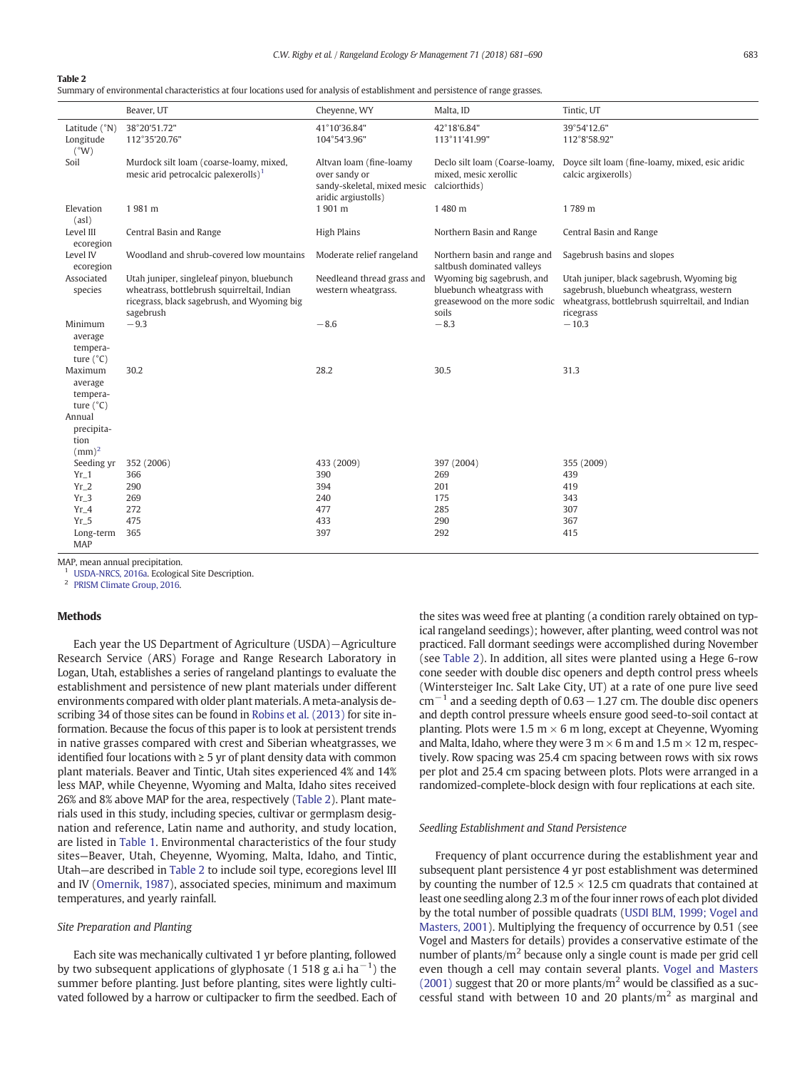**Table 2**
Summary of environmental characteristics at four locations used for analysis of establishment and persistence of range grasses.

| | Beaver, UT | Cheyenne, WY | Malta, ID | Tintic, UT |
|---|---|---|---|---|
| Latitude (°N) | 38°20'51.72" | 41°10'36.84" | 42°18'6.84" | 39°54'12.6" |
| Longitude (°W) | 112°35'20.76" | 104°54'3.96" | 113°11'41.99" | 112°8'58.92" |
| Soil | Murdock silt loam (coarse-loamy, mixed, mesic arid petrocalcic palexerolls)[1] | Altvan loam (fine-loamy over sandy or sandy-skeletal, mixed mesic aridic argiustolls) | Declo silt loam (Coarse-loamy, mixed, mesic xerollic calciorthids) | Doyce silt loam (fine-loamy, mixed, esic aridic calcic argixerolls) |
| Elevation (asl) | 1 981 m | 1 901 m | 1 480 m | 1 789 m |
| Level III ecoregion | Central Basin and Range | High Plains | Northern Basin and Range | Central Basin and Range |
| Level IV ecoregion | Woodland and shrub-covered low mountains | Moderate relief rangeland | Northern basin and range and saltbush dominated valleys | Sagebrush basins and slopes |
| Associated species | Utah juniper, singleleaf pinyon, bluebunch wheatrass, bottlebrush squirreltail, Indian ricegrass, black sagebrush, and Wyoming big sagebrush | Needleand thread grass and western wheatgrass. | Wyoming big sagebrush, and bluebunch wheatgrass with greasewood on the more sodic soils | Utah juniper, black sagebrush, Wyoming big sagebrush, bluebunch wheatgrass, western wheatgrass, bottlebrush squirreltail, and Indian ricegrass |
| Minimum average temperature (°C) | −9.3 | −8.6 | −8.3 | −10.3 |
| Maximum average temperature (°C) | 30.2 | 28.2 | 30.5 | 31.3 |
| Annual precipitation (mm)[2] | | | | |
| Seeding yr | 352 (2006) | 433 (2009) | 397 (2004) | 355 (2009) |
| Yr_1 | 366 | 390 | 269 | 439 |
| Yr_2 | 290 | 394 | 201 | 419 |
| Yr_3 | 269 | 240 | 175 | 343 |
| Yr_4 | 272 | 477 | 285 | 307 |
| Yr_5 | 475 | 433 | 290 | 367 |
| Long-term MAP | 365 | 397 | 292 | 415 |

MAP, mean annual precipitation.
[1] USDA-NRCS, 2016a. Ecological Site Description.
[2] PRISM Climate Group, 2016.

## Methods

Each year the US Department of Agriculture (USDA)—Agriculture Research Service (ARS) Forage and Range Research Laboratory in Logan, Utah, establishes a series of rangeland plantings to evaluate the establishment and persistence of new plant materials under different environments compared with older plant materials. A meta-analysis describing 34 of those sites can be found in Robins et al. (2013) for site information. Because the focus of this paper is to look at persistent trends in native grasses compared with crest and Siberian wheatgrasses, we identified four locations with ≥ 5 yr of plant density data with common plant materials. Beaver and Tintic, Utah sites experienced 4% and 14% less MAP, while Cheyenne, Wyoming and Malta, Idaho sites received 26% and 8% above MAP for the area, respectively (Table 2). Plant materials used in this study, including species, cultivar or germplasm designation and reference, Latin name and authority, and study location, are listed in Table 1. Environmental characteristics of the four study sites—Beaver, Utah, Cheyenne, Wyoming, Malta, Idaho, and Tintic, Utah—are described in Table 2 to include soil type, ecoregions level III and IV (Omernik, 1987), associated species, minimum and maximum temperatures, and yearly rainfall.

### Site Preparation and Planting

Each site was mechanically cultivated 1 yr before planting, followed by two subsequent applications of glyphosate (1 518 g a.i ha$^{-1}$) the summer before planting. Just before planting, sites were lightly cultivated followed by a harrow or cultipacker to firm the seedbed. Each of the sites was weed free at planting (a condition rarely obtained on typical rangeland seedings); however, after planting, weed control was not practiced. Fall dormant seedings were accomplished during November (see Table 2). In addition, all sites were planted using a Hege 6-row cone seeder with double disc openers and depth control press wheels (Wintersteiger Inc. Salt Lake City, UT) at a rate of one pure live seed cm$^{-1}$ and a seeding depth of 0.63 − 1.27 cm. The double disc openers and depth control pressure wheels ensure good seed-to-soil contact at planting. Plots were 1.5 m × 6 m long, except at Cheyenne, Wyoming and Malta, Idaho, where they were 3 m × 6 m and 1.5 m × 12 m, respectively. Row spacing was 25.4 cm spacing between rows with six rows per plot and 25.4 cm spacing between plots. Plots were arranged in a randomized-complete-block design with four replications at each site.

### Seedling Establishment and Stand Persistence

Frequency of plant occurrence during the establishment year and subsequent plant persistence 4 yr post establishment was determined by counting the number of 12.5 × 12.5 cm quadrats that contained at least one seedling along 2.3 m of the four inner rows of each plot divided by the total number of possible quadrats (USDI BLM, 1999; Vogel and Masters, 2001). Multiplying the frequency of occurrence by 0.51 (see Vogel and Masters for details) provides a conservative estimate of the number of plants/m$^2$ because only a single count is made per grid cell even though a cell may contain several plants. Vogel and Masters (2001) suggest that 20 or more plants/m$^2$ would be classified as a successful stand with between 10 and 20 plants/m$^2$ as marginal and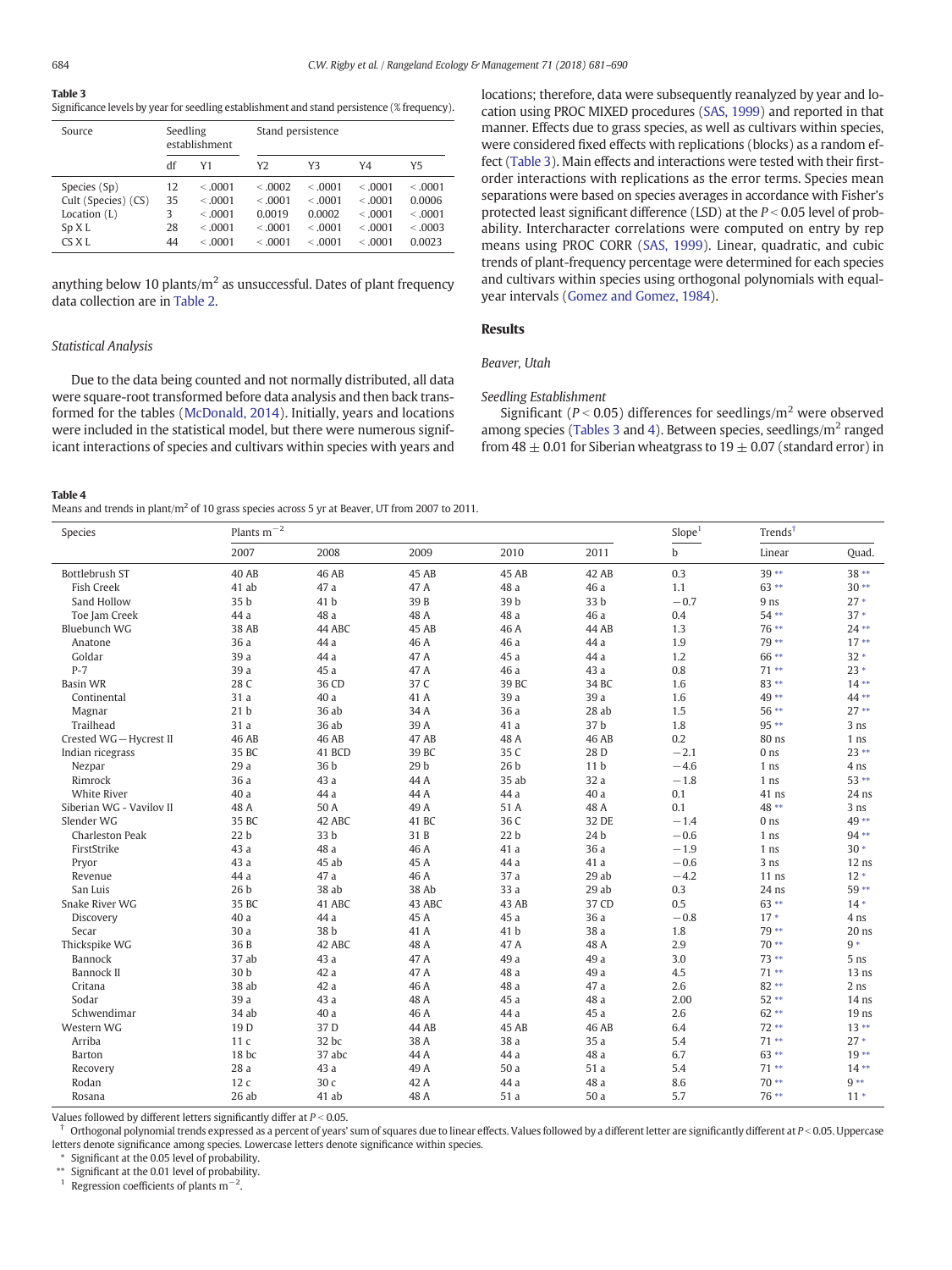**Table 3**
Significance levels by year for seedling establishment and stand persistence (% frequency).

| Source | Seedling establishment | | Stand persistence | | | |
|---|---|---|---|---|---|---|
| | df | Y1 | Y2 | Y3 | Y4 | Y5 |
| Species (Sp) | 12 | < .0001 | < .0002 | < .0001 | < .0001 | < .0001 |
| Cult (Species) (CS) | 35 | < .0001 | < .0001 | < .0001 | < .0001 | 0.0006 |
| Location (L) | 3 | < .0001 | 0.0019 | 0.0002 | < .0001 | < .0001 |
| Sp X L | 28 | < .0001 | < .0001 | < .0001 | < .0001 | < .0003 |
| CS X L | 44 | < .0001 | < .0001 | < .0001 | < .0001 | 0.0023 |

anything below 10 plants/m$^2$ as unsuccessful. Dates of plant frequency data collection are in Table 2.

### Statistical Analysis

Due to the data being counted and not normally distributed, all data were square-root transformed before data analysis and then back transformed for the tables (McDonald, 2014). Initially, years and locations were included in the statistical model, but there were numerous significant interactions of species and cultivars within species with years and locations; therefore, data were subsequently reanalyzed by year and location using PROC MIXED procedures (SAS, 1999) and reported in that manner. Effects due to grass species, as well as cultivars within species, were considered fixed effects with replications (blocks) as a random effect (Table 3). Main effects and interactions were tested with their first-order interactions with replications as the error terms. Species mean separations were based on species averages in accordance with Fisher's protected least significant difference (LSD) at the $P < 0.05$ level of probability. Intercharacter correlations were computed on entry by rep means using PROC CORR (SAS, 1999). Linear, quadratic, and cubic trends of plant-frequency percentage were determined for each species and cultivars within species using orthogonal polynomials with equal-year intervals (Gomez and Gomez, 1984).

## Results

### Beaver, Utah

#### Seedling Establishment

Significant ($P < 0.05$) differences for seedlings/m$^2$ were observed among species (Tables 3 and 4). Between species, seedlings/m$^2$ ranged from 48 ± 0.01 for Siberian wheatgrass to 19 ± 0.07 (standard error) in

**Table 4**
Means and trends in plant/m$^2$ of 10 grass species across 5 yr at Beaver, UT from 2007 to 2011.

| Species | Plants m$^{-2}$ | | | | | Slope[1] | Trends[†] | |
|---|---|---|---|---|---|---|---|---|
| | 2007 | 2008 | 2009 | 2010 | 2011 | b | Linear | Quad. |
| Bottlebrush ST | 40 AB | 46 AB | 45 AB | 45 AB | 42 AB | 0.3 | 39 ** | 38 ** |
| Fish Creek | 41 ab | 47 a | 47 A | 48 a | 46 a | 1.1 | 63 ** | 30 ** |
| Sand Hollow | 35 b | 41 b | 39 B | 39 b | 33 b | −0.7 | 9 ns | 27 * |
| Toe Jam Creek | 44 a | 48 a | 48 A | 48 a | 46 a | 0.4 | 54 ** | 37 * |
| Bluebunch WG | 38 AB | 44 ABC | 45 AB | 46 A | 44 AB | 1.3 | 76 ** | 24 ** |
| Anatone | 36 a | 44 a | 46 A | 46 a | 44 a | 1.9 | 79 ** | 17 ** |
| Goldar | 39 a | 44 a | 47 A | 45 a | 44 a | 1.2 | 66 ** | 32 * |
| P-7 | 39 a | 45 a | 47 A | 46 a | 43 a | 0.8 | 71 ** | 23 * |
| Basin WR | 28 C | 36 CD | 37 C | 39 BC | 34 BC | 1.6 | 83 ** | 14 ** |
| Continental | 31 a | 40 a | 41 A | 39 a | 39 a | 1.6 | 49 ** | 44 ** |
| Magnar | 21 b | 36 ab | 34 A | 36 a | 28 ab | 1.5 | 56 ** | 27 ** |
| Trailhead | 31 a | 36 ab | 39 A | 41 a | 37 b | 1.8 | 95 ** | 3 ns |
| Crested WG – Hycrest II | 46 AB | 46 AB | 47 AB | 48 A | 46 AB | 0.2 | 80 ns | 1 ns |
| Indian ricegrass | 35 BC | 41 BCD | 39 BC | 35 C | 28 D | −2.1 | 0 ns | 23 ** |
| Nezpar | 29 a | 36 b | 29 b | 26 b | 11 b | −4.6 | 1 ns | 4 ns |
| Rimrock | 36 a | 43 a | 44 A | 35 ab | 32 a | −1.8 | 1 ns | 53 ** |
| White River | 40 a | 44 a | 44 A | 44 a | 40 a | 0.1 | 41 ns | 24 ns |
| Siberian WG - Vavilov II | 48 A | 50 A | 49 A | 51 A | 48 A | 0.1 | 48 ** | 3 ns |
| Slender WG | 35 BC | 42 ABC | 41 BC | 36 C | 32 DE | −1.4 | 0 ns | 49 ** |
| Charleston Peak | 22 b | 33 b | 31 B | 22 b | 24 b | −0.6 | 1 ns | 94 ** |
| FirstStrike | 43 a | 48 a | 46 A | 41 a | 36 a | −1.9 | 1 ns | 30 * |
| Pryor | 43 a | 45 ab | 45 A | 44 a | 41 a | −0.6 | 3 ns | 12 ns |
| Revenue | 44 a | 47 a | 46 A | 37 a | 29 ab | −4.2 | 11 ns | 12 * |
| San Luis | 26 b | 38 ab | 38 Ab | 33 a | 29 ab | 0.3 | 24 ns | 59 ** |
| Snake River WG | 35 BC | 41 ABC | 43 ABC | 43 AB | 37 CD | 0.5 | 63 ** | 14 * |
| Discovery | 40 a | 44 a | 45 A | 45 a | 36 a | −0.8 | 17 * | 4 ns |
| Secar | 30 a | 38 b | 41 A | 41 b | 38 a | 1.8 | 79 ** | 20 ns |
| Thickspike WG | 36 B | 42 ABC | 48 A | 47 A | 48 A | 2.9 | 70 ** | 9 * |
| Bannock | 37 ab | 43 a | 47 A | 49 a | 49 a | 3.0 | 73 ** | 5 ns |
| Bannock II | 30 b | 42 a | 47 A | 48 a | 49 a | 4.5 | 71 ** | 13 ns |
| Critana | 38 ab | 42 a | 46 A | 48 a | 47 a | 2.6 | 82 ** | 2 ns |
| Sodar | 39 a | 43 a | 48 A | 45 a | 48 a | 2.00 | 52 ** | 14 ns |
| Schwendimar | 34 ab | 40 a | 46 A | 44 a | 45 a | 2.6 | 62 ** | 19 ns |
| Western WG | 19 D | 37 D | 44 AB | 45 AB | 46 AB | 6.4 | 72 ** | 13 ** |
| Arriba | 11 c | 32 bc | 38 A | 38 a | 35 a | 5.4 | 71 ** | 27 * |
| Barton | 18 bc | 37 abc | 44 A | 44 a | 48 a | 6.7 | 63 ** | 19 ** |
| Recovery | 28 a | 43 a | 49 A | 50 a | 51 a | 5.4 | 71 ** | 14 ** |
| Rodan | 12 c | 30 c | 42 A | 44 a | 48 a | 8.6 | 70 ** | 9 ** |
| Rosana | 26 ab | 41 ab | 48 A | 51 a | 50 a | 5.7 | 76 ** | 11 * |

Values followed by different letters significantly differ at $P < 0.05$.
† Orthogonal polynomial trends expressed as a percent of years' sum of squares due to linear effects. Values followed by a different letter are significantly different at $P < 0.05$. Uppercase letters denote significance among species. Lowercase letters denote significance within species.
\* Significant at the 0.05 level of probability.
\*\* Significant at the 0.01 level of probability.
[1] Regression coefficients of plants m$^{-2}$.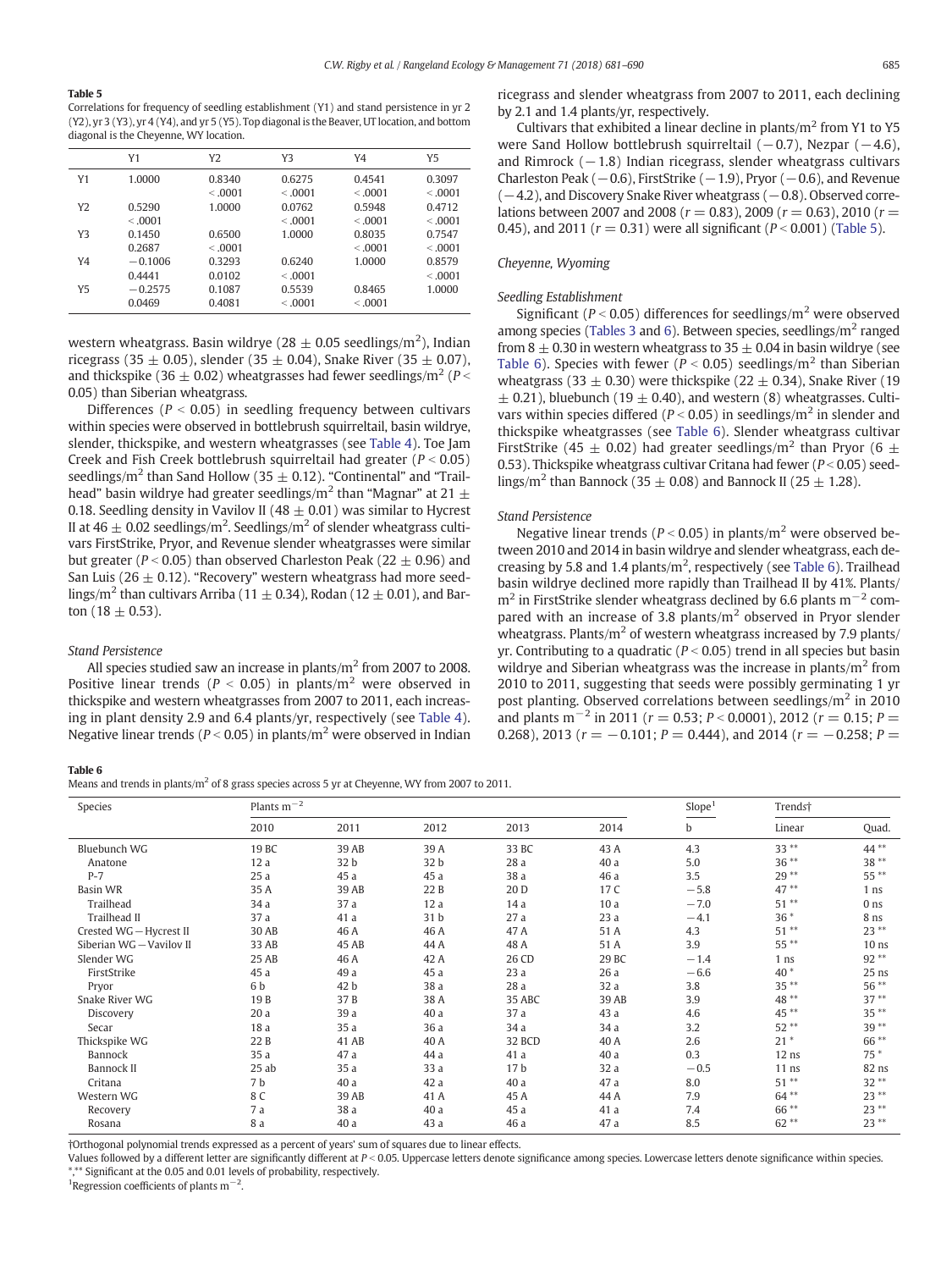**Table 5**
Correlations for frequency of seedling establishment (Y1) and stand persistence in yr 2 (Y2), yr 3 (Y3), yr 4 (Y4), and yr 5 (Y5). Top diagonal is the Beaver, UT location, and bottom diagonal is the Cheyenne, WY location.

| | Y1 | Y2 | Y3 | Y4 | Y5 |
|---|---|---|---|---|---|
| Y1 | 1.0000 | 0.8340 | 0.6275 | 0.4541 | 0.3097 |
| | | <.0001 | <.0001 | <.0001 | <.0001 |
| Y2 | 0.5290 | 1.0000 | 0.0762 | 0.5948 | 0.4712 |
| | <.0001 | | <.0001 | <.0001 | <.0001 |
| Y3 | 0.1450 | 0.6500 | 1.0000 | 0.8035 | 0.7547 |
| | 0.2687 | <.0001 | | <.0001 | <.0001 |
| Y4 | −0.1006 | 0.3293 | 0.6240 | 1.0000 | 0.8579 |
| | 0.4441 | 0.0102 | <.0001 | | <.0001 |
| Y5 | −0.2575 | 0.1087 | 0.5539 | 0.8465 | 1.0000 |
| | 0.0469 | 0.4081 | <.0001 | <.0001 | |

western wheatgrass. Basin wildrye (28 ± 0.05 seedlings/m$^2$), Indian ricegrass (35 ± 0.05), slender (35 ± 0.04), Snake River (35 ± 0.07), and thickspike (36 ± 0.02) wheatgrasses had fewer seedlings/m$^2$ ($P < 0.05$) than Siberian wheatgrass.

Differences ($P < 0.05$) in seedling frequency between cultivars within species were observed in bottlebrush squirreltail, basin wildrye, slender, thickspike, and western wheatgrasses (see Table 4). Toe Jam Creek and Fish Creek bottlebrush squirreltail had greater ($P < 0.05$) seedlings/m$^2$ than Sand Hollow (35 ± 0.12). "Continental" and "Trailhead" basin wildrye had greater seedlings/m$^2$ than "Magnar" at 21 ± 0.18. Seedling density in Vavilov II (48 ± 0.01) was similar to Hycrest II at 46 ± 0.02 seedlings/m$^2$. Seedlings/m$^2$ of slender wheatgrass cultivars FirstStrike, Pryor, and Revenue slender wheatgrasses were similar but greater ($P < 0.05$) than observed Charleston Peak (22 ± 0.96) and San Luis (26 ± 0.12). "Recovery" western wheatgrass had more seedlings/m$^2$ than cultivars Arriba (11 ± 0.34), Rodan (12 ± 0.01), and Barton (18 ± 0.53).

*Stand Persistence*

All species studied saw an increase in plants/m$^2$ from 2007 to 2008. Positive linear trends ($P < 0.05$) in plants/m$^2$ were observed in thickspike and western wheatgrasses from 2007 to 2011, each increasing in plant density 2.9 and 6.4 plants/yr, respectively (see Table 4). Negative linear trends ($P < 0.05$) in plants/m$^2$ were observed in Indian ricegrass and slender wheatgrass from 2007 to 2011, each declining by 2.1 and 1.4 plants/yr, respectively.

Cultivars that exhibited a linear decline in plants/m$^2$ from Y1 to Y5 were Sand Hollow bottlebrush squirreltail (−0.7), Nezpar (−4.6), and Rimrock (−1.8) Indian ricegrass, slender wheatgrass cultivars Charleston Peak (−0.6), FirstStrike (−1.9), Pryor (−0.6), and Revenue (−4.2), and Discovery Snake River wheatgrass (−0.8). Observed correlations between 2007 and 2008 ($r = 0.83$), 2009 ($r = 0.63$), 2010 ($r = 0.45$), and 2011 ($r = 0.31$) were all significant ($P < 0.001$) (Table 5).

## Cheyenne, Wyoming

*Seedling Establishment*

Significant ($P < 0.05$) differences for seedlings/m$^2$ were observed among species (Tables 3 and 6). Between species, seedlings/m$^2$ ranged from 8 ± 0.30 in western wheatgrass to 35 ± 0.04 in basin wildrye (see Table 6). Species with fewer ($P < 0.05$) seedlings/m$^2$ than Siberian wheatgrass (33 ± 0.30) were thickspike (22 ± 0.34), Snake River (19 ± 0.21), bluebunch (19 ± 0.40), and western (8) wheatgrasses. Cultivars within species differed ($P < 0.05$) in seedlings/m$^2$ in slender and thickspike wheatgrasses (see Table 6). Slender wheatgrass cultivar FirstStrike (45 ± 0.02) had greater seedlings/m$^2$ than Pryor (6 ± 0.53). Thickspike wheatgrass cultivar Critana had fewer ($P < 0.05$) seedlings/m$^2$ than Bannock (35 ± 0.08) and Bannock II (25 ± 1.28).

*Stand Persistence*

Negative linear trends ($P < 0.05$) in plants/m$^2$ were observed between 2010 and 2014 in basin wildrye and slender wheatgrass, each decreasing by 5.8 and 1.4 plants/m$^2$, respectively (see Table 6). Trailhead basin wildrye declined more rapidly than Trailhead II by 41%. Plants/m$^2$ in FirstStrike slender wheatgrass declined by 6.6 plants m$^{-2}$ compared with an increase of 3.8 plants/m$^2$ observed in Pryor slender wheatgrass. Plants/m$^2$ of western wheatgrass increased by 7.9 plants/yr. Contributing to a quadratic ($P < 0.05$) trend in all species but basin wildrye and Siberian wheatgrass was the increase in plants/m$^2$ from 2010 to 2011, suggesting that seeds were possibly germinating 1 yr post planting. Observed correlations between seedlings/m$^2$ in 2010 and plants m$^{-2}$ in 2011 ($r = 0.53$; $P < 0.0001$), 2012 ($r = 0.15$; $P = 0.268$), 2013 ($r = -0.101$; $P = 0.444$), and 2014 ($r = -0.258$; $P =$

**Table 6**
Means and trends in plants/m$^2$ of 8 grass species across 5 yr at Cheyenne, WY from 2007 to 2011.

| Species | Plants m$^{-2}$ | | | | | Slope[1] | Trends† | |
|---|---|---|---|---|---|---|---|---|
| | 2010 | 2011 | 2012 | 2013 | 2014 | b | Linear | Quad. |
| Bluebunch WG | 19 BC | 39 AB | 39 A | 33 BC | 43 A | 4.3 | 33 ** | 44 ** |
| Anatone | 12 a | 32 b | 32 b | 28 a | 40 a | 5.0 | 36 ** | 38 ** |
| P-7 | 25 a | 45 a | 45 a | 38 a | 46 a | 3.5 | 29 ** | 55 ** |
| Basin WR | 35 A | 39 AB | 22 B | 20 D | 17 C | −5.8 | 47 ** | 1 ns |
| Trailhead | 34 a | 37 a | 12 a | 14 a | 10 a | −7.0 | 51 ** | 0 ns |
| Trailhead II | 37 a | 41 a | 31 b | 27 a | 23 a | −4.1 | 36 * | 8 ns |
| Crested WG – Hycrest II | 30 AB | 46 A | 46 A | 47 A | 51 A | 4.3 | 51 ** | 23 ** |
| Siberian WG – Vavilov II | 33 AB | 45 AB | 44 A | 48 A | 51 A | 3.9 | 55 ** | 10 ns |
| Slender WG | 25 AB | 46 A | 42 A | 26 CD | 29 BC | −1.4 | 1 ns | 92 ** |
| FirstStrike | 45 a | 49 a | 45 a | 23 a | 26 a | −6.6 | 40 * | 25 ns |
| Pryor | 6 b | 42 b | 38 a | 28 a | 32 a | 3.8 | 35 ** | 56 ** |
| Snake River WG | 19 B | 37 B | 38 A | 35 ABC | 39 AB | 3.9 | 48 ** | 37 ** |
| Discovery | 20 a | 39 a | 40 a | 37 a | 43 a | 4.6 | 45 ** | 35 ** |
| Secar | 18 a | 35 a | 36 a | 34 a | 34 a | 3.2 | 52 ** | 39 ** |
| Thickspike WG | 22 B | 41 AB | 40 A | 32 BCD | 40 A | 2.6 | 21 * | 66 ** |
| Bannock | 35 a | 47 a | 44 a | 41 a | 40 a | 0.3 | 12 ns | 75 * |
| Bannock II | 25 ab | 35 a | 33 a | 17 b | 32 a | −0.5 | 11 ns | 82 ns |
| Critana | 7 b | 40 a | 42 a | 40 a | 47 a | 8.0 | 51 ** | 32 ** |
| Western WG | 8 C | 39 AB | 41 A | 45 A | 44 A | 7.9 | 64 ** | 23 ** |
| Recovery | 7 a | 38 a | 40 a | 45 a | 41 a | 7.4 | 66 ** | 23 ** |
| Rosana | 8 a | 40 a | 43 a | 46 a | 47 a | 8.5 | 62 ** | 23 ** |

†Orthogonal polynomial trends expressed as a percent of years' sum of squares due to linear effects.
Values followed by a different letter are significantly different at $P < 0.05$. Uppercase letters denote significance among species. Lowercase letters denote significance within species.
*,** Significant at the 0.05 and 0.01 levels of probability, respectively.
[1]Regression coefficients of plants m$^{-2}$.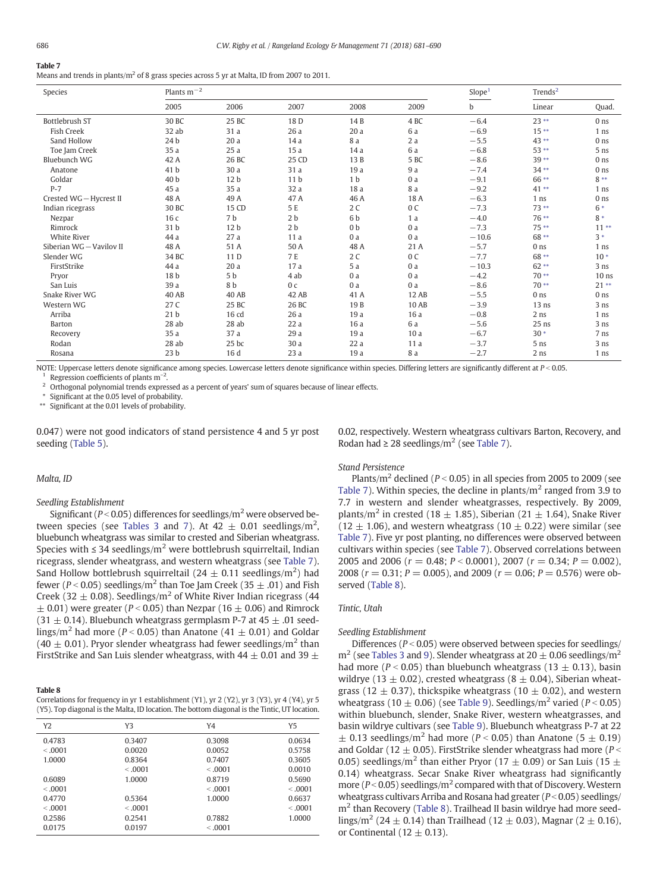**Table 7**
Means and trends in plants/m² of 8 grass species across 5 yr at Malta, ID from 2007 to 2011.

| Species | Plants m$^{-2}$ | | | | | Slope[1] | Trends[2] | |
|---|---|---|---|---|---|---|---|---|
| | 2005 | 2006 | 2007 | 2008 | 2009 | b | Linear | Quad. |
| Bottlebrush ST | 30 BC | 25 BC | 18 D | 14 B | 4 BC | −6.4 | 23 ** | 0 ns |
| Fish Creek | 32 ab | 31 a | 26 a | 20 a | 6 a | −6.9 | 15 ** | 1 ns |
| Sand Hollow | 24 b | 20 a | 14 a | 8 a | 2 a | −5.5 | 43 ** | 0 ns |
| Toe Jam Creek | 35 a | 25 a | 15 a | 14 a | 6 a | −6.8 | 53 ** | 5 ns |
| Bluebunch WG | 42 A | 26 BC | 25 CD | 13 B | 5 BC | −8.6 | 39 ** | 0 ns |
| Anatone | 41 b | 30 a | 31 a | 19 a | 9 a | −7.4 | 34 ** | 0 ns |
| Goldar | 40 b | 12 b | 11 b | 1 b | 0 a | −9.1 | 66 ** | 8 ** |
| P-7 | 45 a | 35 a | 32 a | 18 a | 8 a | −9.2 | 41 ** | 1 ns |
| Crested WG − Hycrest II | 48 A | 49 A | 47 A | 46 A | 18 A | −6.3 | 1 ns | 0 ns |
| Indian ricegrass | 30 BC | 15 CD | 5 E | 2 C | 0 C | −7.3 | 73 ** | 6 * |
| Nezpar | 16 c | 7 b | 2 b | 6 b | 1 a | −4.0 | 76 ** | 8 * |
| Rimrock | 31 b | 12 b | 2 b | 0 b | 0 a | −7.3 | 75 ** | 11 ** |
| White River | 44 a | 27 a | 11 a | 0 a | 0 a | −10.6 | 68 ** | 3 * |
| Siberian WG − Vavilov II | 48 A | 51 A | 50 A | 48 A | 21 A | −5.7 | 0 ns | 1 ns |
| Slender WG | 34 BC | 11 D | 7 E | 2 C | 0 C | −7.7 | 68 ** | 10 * |
| FirstStrike | 44 a | 20 a | 17 a | 5 a | 0 a | −10.3 | 62 ** | 3 ns |
| Pryor | 18 b | 5 b | 4 ab | 0 a | 0 a | −4.2 | 70 ** | 10 ns |
| San Luis | 39 a | 8 b | 0 c | 0 a | 0 a | −8.6 | 70 ** | 21 ** |
| Snake River WG | 40 AB | 40 AB | 42 AB | 41 A | 12 AB | −5.5 | 0 ns | 0 ns |
| Western WG | 27 C | 25 BC | 26 BC | 19 B | 10 AB | −3.9 | 13 ns | 3 ns |
| Arriba | 21 b | 16 cd | 26 a | 19 a | 16 a | −0.8 | 2 ns | 1 ns |
| Barton | 28 ab | 28 ab | 22 a | 16 a | 6 a | −5.6 | 25 ns | 3 ns |
| Recovery | 35 a | 37 a | 29 a | 19 a | 10 a | −6.7 | 30 * | 7 ns |
| Rodan | 28 ab | 25 bc | 30 a | 22 a | 11 a | −3.7 | 5 ns | 3 ns |
| Rosana | 23 b | 16 d | 23 a | 19 a | 8 a | −2.7 | 2 ns | 1 ns |

NOTE: Uppercase letters denote significance among species. Lowercase letters denote significance within species. Differing letters are significantly different at $P < 0.05$.
[1] Regression coefficients of plants m$^{-2}$.
[2] Orthogonal polynomial trends expressed as a percent of years' sum of squares because of linear effects.
* Significant at the 0.05 level of probability.
** Significant at the 0.01 levels of probability.

0.047) were not good indicators of stand persistence 4 and 5 yr post seeding (Table 5).

## Malta, ID

### Seedling Establishment

Significant ($P < 0.05$) differences for seedlings/m² were observed between species (see Tables 3 and 7). At 42 ± 0.01 seedlings/m², bluebunch wheatgrass was similar to crested and Siberian wheatgrass. Species with ≤ 34 seedlings/m² were bottlebrush squirreltail, Indian ricegrass, slender wheatgrass, and western wheatgrass (see Table 7). Sand Hollow bottlebrush squirreltail (24 ± 0.11 seedlings/m²) had fewer ($P < 0.05$) seedlings/m² than Toe Jam Creek (35 ± .01) and Fish Creek (32 ± 0.08). Seedlings/m² of White River Indian ricegrass (44 ± 0.01) were greater ($P < 0.05$) than Nezpar (16 ± 0.06) and Rimrock (31 ± 0.14). Bluebunch wheatgrass germplasm P-7 at 45 ± .01 seedlings/m² had more ($P < 0.05$) than Anatone (41 ± 0.01) and Goldar (40 ± 0.01). Pryor slender wheatgrass had fewer seedlings/m² than FirstStrike and San Luis slender wheatgrass, with 44 ± 0.01 and 39 ± 0.02, respectively. Western wheatgrass cultivars Barton, Recovery, and Rodan had ≥ 28 seedlings/m² (see Table 7).

### Stand Persistence

Plants/m² declined ($P < 0.05$) in all species from 2005 to 2009 (see Table 7). Within species, the decline in plants/m² ranged from 3.9 to 7.7 in western and slender wheatgrasses, respectively. By 2009, plants/m² in crested (18 ± 1.85), Siberian (21 ± 1.64), Snake River (12 ± 1.06), and western wheatgrass (10 ± 0.22) were similar (see Table 7). Five yr post planting, no differences were observed between cultivars within species (see Table 7). Observed correlations between 2005 and 2006 ($r = 0.48$; $P < 0.0001$), 2007 ($r = 0.34$; $P = 0.002$), 2008 ($r = 0.31$; $P = 0.005$), and 2009 ($r = 0.06$; $P = 0.576$) were observed (Table 8).

**Table 8**
Correlations for frequency in yr 1 establishment (Y1), yr 2 (Y2), yr 3 (Y3), yr 4 (Y4), yr 5 (Y5). Top diagonal is the Malta, ID location. The bottom diagonal is the Tintic, UT location.

| Y2 | Y3 | Y4 | Y5 |
|---|---|---|---|
| 0.4783 | 0.3407 | 0.3098 | 0.0634 |
| < .0001 | 0.0020 | 0.0052 | 0.5758 |
| 1.0000 | 0.8364 | 0.7407 | 0.3605 |
| | < .0001 | < .0001 | 0.0010 |
| 0.6089 | 1.0000 | 0.8719 | 0.5690 |
| < .0001 | | < .0001 | < .0001 |
| 0.4770 | 0.5364 | 1.0000 | 0.6637 |
| < .0001 | < .0001 | | < .0001 |
| 0.2586 | 0.2541 | 0.7882 | 1.0000 |
| 0.0175 | 0.0197 | < .0001 | |

## Tintic, Utah

### Seedling Establishment

Differences ($P < 0.05$) were observed between species for seedlings/m² (see Tables 3 and 9). Slender wheatgrass at 20 ± 0.06 seedlings/m² had more ($P < 0.05$) than bluebunch wheatgrass (13 ± 0.13), basin wildrye (13 ± 0.02), crested wheatgrass (8 ± 0.04), Siberian wheatgrass (12 ± 0.37), thickspike wheatgrass (10 ± 0.02), and western wheatgrass (10 ± 0.06) (see Table 9). Seedlings/m² varied ($P < 0.05$) within bluebunch, slender, Snake River, western wheatgrasses, and basin wildrye cultivars (see Table 9). Bluebunch wheatgrass P-7 at 22 ± 0.13 seedlings/m² had more ($P < 0.05$) than Anatone (5 ± 0.19) and Goldar (12 ± 0.05). FirstStrike slender wheatgrass had more ($P < 0.05$) seedlings/m² than either Pryor (17 ± 0.09) or San Luis (15 ± 0.14) wheatgrass. Secar Snake River wheatgrass had significantly more ($P < 0.05$) seedlings/m² compared with that of Discovery. Western wheatgrass cultivars Arriba and Rosana had greater ($P < 0.05$) seedlings/m² than Recovery (Table 8). Trailhead II basin wildrye had more seedlings/m² (24 ± 0.14) than Trailhead (12 ± 0.03), Magnar (2 ± 0.16), or Continental (12 ± 0.13).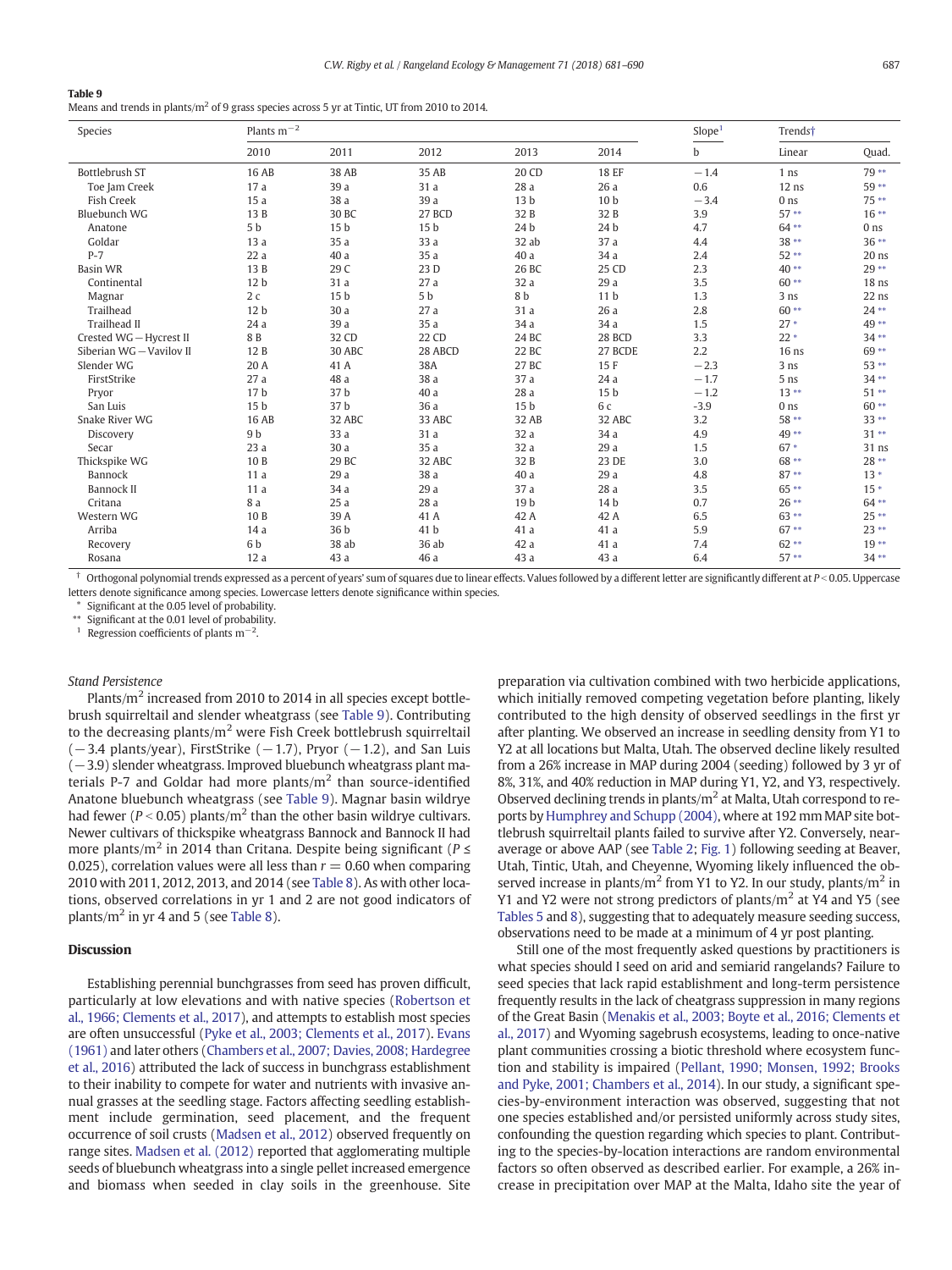**Table 9**
Means and trends in plants/m$^2$ of 9 grass species across 5 yr at Tintic, UT from 2010 to 2014.

| Species | Plants m$^{-2}$ | | | | | Slope[1] | Trends† | |
|---|---|---|---|---|---|---|---|---|
| | 2010 | 2011 | 2012 | 2013 | 2014 | b | Linear | Quad. |
| Bottlebrush ST | 16 AB | 38 AB | 35 AB | 20 CD | 18 EF | −1.4 | 1 ns | 79 ** |
| Toe Jam Creek | 17 a | 39 a | 31 a | 28 a | 26 a | 0.6 | 12 ns | 59 ** |
| Fish Creek | 15 a | 38 a | 39 a | 13 b | 10 b | −3.4 | 0 ns | 75 ** |
| Bluebunch WG | 13 B | 30 BC | 27 BCD | 32 B | 32 B | 3.9 | 57 ** | 16 ** |
| Anatone | 5 b | 15 b | 15 b | 24 b | 24 b | 4.7 | 64 ** | 0 ns |
| Goldar | 13 a | 35 a | 33 a | 32 ab | 37 a | 4.4 | 38 ** | 36 ** |
| P-7 | 22 a | 40 a | 35 a | 40 a | 34 a | 2.4 | 52 ** | 20 ns |
| Basin WR | 13 B | 29 C | 23 D | 26 BC | 25 CD | 2.3 | 40 ** | 29 ** |
| Continental | 12 b | 31 a | 27 a | 32 a | 29 a | 3.5 | 60 ** | 18 ns |
| Magnar | 2 c | 15 b | 5 b | 8 b | 11 b | 1.3 | 3 ns | 22 ns |
| Trailhead | 12 b | 30 a | 27 a | 31 a | 26 a | 2.8 | 60 ** | 24 ** |
| Trailhead II | 24 a | 39 a | 35 a | 34 a | 34 a | 1.5 | 27 * | 49 ** |
| Crested WG – Hycrest II | 8 B | 32 CD | 22 CD | 24 BC | 28 BCD | 3.3 | 22 * | 34 ** |
| Siberian WG – Vavilov II | 12 B | 30 ABC | 28 ABCD | 22 BC | 27 BCDE | 2.2 | 16 ns | 69 ** |
| Slender WG | 20 A | 41 A | 38A | 27 BC | 15 F | −2.3 | 3 ns | 53 ** |
| FirstStrike | 27 a | 48 a | 38 a | 37 a | 24 a | −1.7 | 5 ns | 34 ** |
| Pryor | 17 b | 37 b | 40 a | 28 a | 15 b | −1.2 | 13 ** | 51 ** |
| San Luis | 15 b | 37 b | 36 a | 15 b | 6 c | -3.9 | 0 ns | 60 ** |
| Snake River WG | 16 AB | 32 ABC | 33 ABC | 32 AB | 32 ABC | 3.2 | 58 ** | 33 ** |
| Discovery | 9 b | 33 a | 31 a | 32 a | 34 a | 4.9 | 49 ** | 31 ** |
| Secar | 23 a | 30 a | 35 a | 32 a | 29 a | 1.5 | 67 * | 31 ns |
| Thickspike WG | 10 B | 29 BC | 32 ABC | 32 B | 23 DE | 3.0 | 68 ** | 28 ** |
| Bannock | 11 a | 29 a | 38 a | 40 a | 29 a | 4.8 | 87 ** | 13 * |
| Bannock II | 11 a | 34 a | 29 a | 37 a | 28 a | 3.5 | 65 ** | 15 * |
| Critana | 8 a | 25 a | 28 a | 19 b | 14 b | 0.7 | 26 ** | 64 ** |
| Western WG | 10 B | 39 A | 41 A | 42 A | 42 A | 6.5 | 63 ** | 25 ** |
| Arriba | 14 a | 36 b | 41 b | 41 a | 41 a | 5.9 | 67 ** | 23 ** |
| Recovery | 6 b | 38 ab | 36 ab | 42 a | 41 a | 7.4 | 62 ** | 19 ** |
| Rosana | 12 a | 43 a | 46 a | 43 a | 43 a | 6.4 | 57 ** | 34 ** |

† Orthogonal polynomial trends expressed as a percent of years' sum of squares due to linear effects. Values followed by a different letter are significantly different at $P < 0.05$. Uppercase letters denote significance among species. Lowercase letters denote significance within species.
\* Significant at the 0.05 level of probability.
\*\* Significant at the 0.01 level of probability.
[1] Regression coefficients of plants m$^{-2}$.

*Stand Persistence*

Plants/m$^2$ increased from 2010 to 2014 in all species except bottlebrush squirreltail and slender wheatgrass (see Table 9). Contributing to the decreasing plants/m$^2$ were Fish Creek bottlebrush squirreltail (−3.4 plants/year), FirstStrike (−1.7), Pryor (−1.2), and San Luis (−3.9) slender wheatgrass. Improved bluebunch wheatgrass plant materials P-7 and Goldar had more plants/m$^2$ than source-identified Anatone bluebunch wheatgrass (see Table 9). Magnar basin wildrye had fewer ($P < 0.05$) plants/m$^2$ than the other basin wildrye cultivars. Newer cultivars of thickspike wheatgrass Bannock and Bannock II had more plants/m$^2$ in 2014 than Critana. Despite being significant ($P \leq 0.025$), correlation values were all less than $r = 0.60$ when comparing 2010 with 2011, 2012, 2013, and 2014 (see Table 8). As with other locations, observed correlations in yr 1 and 2 are not good indicators of plants/m$^2$ in yr 4 and 5 (see Table 8).

## Discussion

Establishing perennial bunchgrasses from seed has proven difficult, particularly at low elevations and with native species (Robertson et al., 1966; Clements et al., 2017), and attempts to establish most species are often unsuccessful (Pyke et al., 2003; Clements et al., 2017). Evans (1961) and later others (Chambers et al., 2007; Davies, 2008; Hardegree et al., 2016) attributed the lack of success in bunchgrass establishment to their inability to compete for water and nutrients with invasive annual grasses at the seedling stage. Factors affecting seedling establishment include germination, seed placement, and the frequent occurrence of soil crusts (Madsen et al., 2012) observed frequently on range sites. Madsen et al. (2012) reported that agglomerating multiple seeds of bluebunch wheatgrass into a single pellet increased emergence and biomass when seeded in clay soils in the greenhouse. Site preparation via cultivation combined with two herbicide applications, which initially removed competing vegetation before planting, likely contributed to the high density of observed seedlings in the first yr after planting. We observed an increase in seedling density from Y1 to Y2 at all locations but Malta, Utah. The observed decline likely resulted from a 26% increase in MAP during 2004 (seeding) followed by 3 yr of 8%, 31%, and 40% reduction in MAP during Y1, Y2, and Y3, respectively. Observed declining trends in plants/m$^2$ at Malta, Utah correspond to reports by Humphrey and Schupp (2004), where at 192 mm MAP site bottlebrush squirreltail plants failed to survive after Y2. Conversely, near-average or above AAP (see Table 2; Fig. 1) following seeding at Beaver, Utah, Tintic, Utah, and Cheyenne, Wyoming likely influenced the observed increase in plants/m$^2$ from Y1 to Y2. In our study, plants/m$^2$ in Y1 and Y2 were not strong predictors of plants/m$^2$ at Y4 and Y5 (see Tables 5 and 8), suggesting that to adequately measure seeding success, observations need to be made at a minimum of 4 yr post planting.

Still one of the most frequently asked questions by practitioners is what species should I seed on arid and semiarid rangelands? Failure to seed species that lack rapid establishment and long-term persistence frequently results in the lack of cheatgrass suppression in many regions of the Great Basin (Menakis et al., 2003; Boyte et al., 2016; Clements et al., 2017) and Wyoming sagebrush ecosystems, leading to once-native plant communities crossing a biotic threshold where ecosystem function and stability is impaired (Pellant, 1990; Monsen, 1992; Brooks and Pyke, 2001; Chambers et al., 2014). In our study, a significant species-by-environment interaction was observed, suggesting that not one species established and/or persisted uniformly across study sites, confounding the question regarding which species to plant. Contributing to the species-by-location interactions are random environmental factors so often observed as described earlier. For example, a 26% increase in precipitation over MAP at the Malta, Idaho site the year of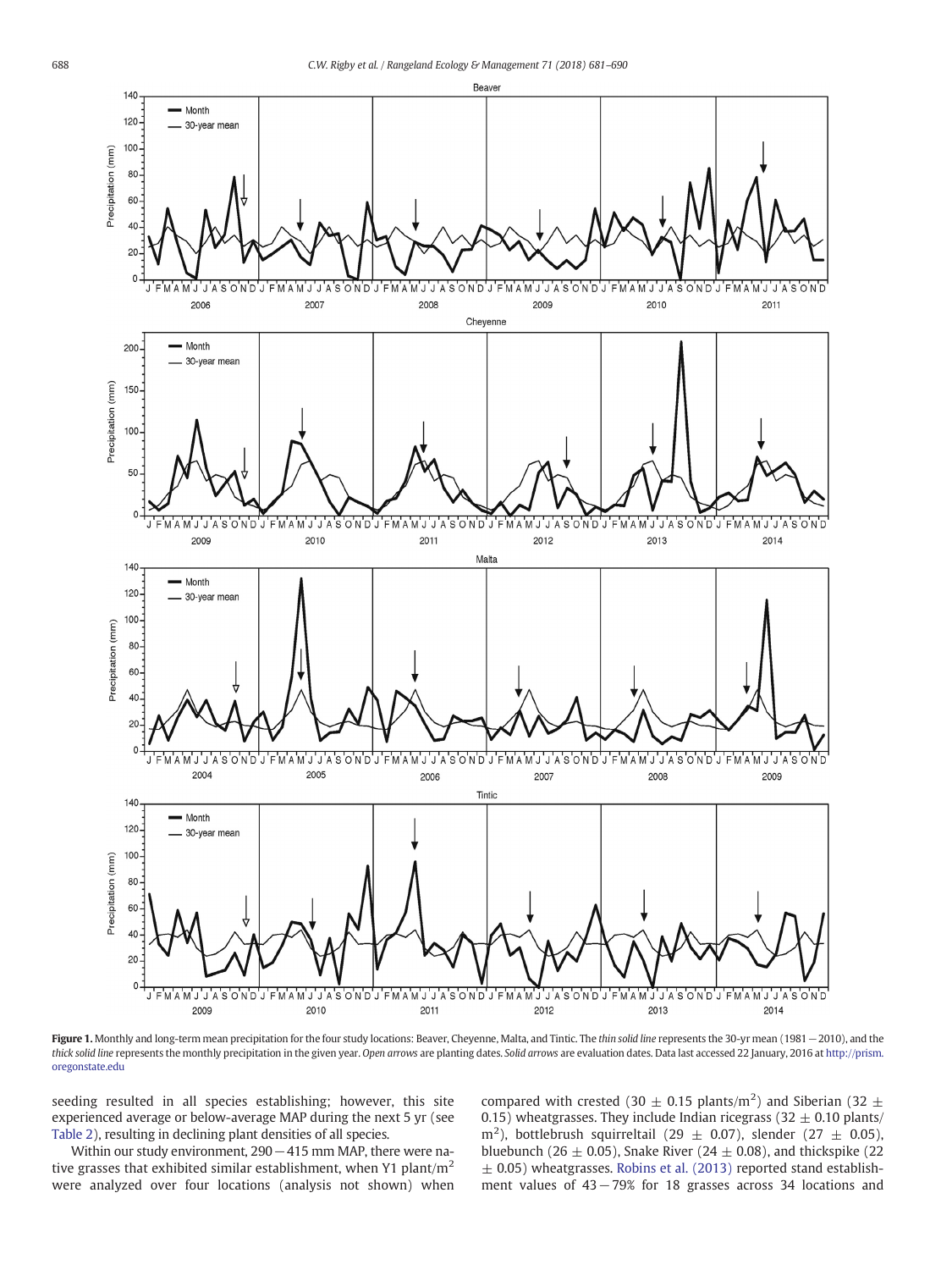**Figure 1.** Monthly and long-term mean precipitation for the four study locations: Beaver, Cheyenne, Malta, and Tintic. The *thin solid line* represents the 30-yr mean (1981 − 2010), and the *thick solid line* represents the monthly precipitation in the given year. *Open arrows* are planting dates. *Solid arrows* are evaluation dates. Data last accessed 22 January, 2016 at http://prism.oregonstate.edu

seeding resulted in all species establishing; however, this site experienced average or below-average MAP during the next 5 yr (see Table 2), resulting in declining plant densities of all species.

Within our study environment, 290 − 415 mm MAP, there were native grasses that exhibited similar establishment, when Y1 plant/$m^2$ were analyzed over four locations (analysis not shown) when compared with crested (30 ± 0.15 plants/$m^2$) and Siberian (32 ± 0.15) wheatgrasses. They include Indian ricegrass (32 ± 0.10 plants/$m^2$), bottlebrush squirreltail (29 ± 0.07), slender (27 ± 0.05), bluebunch (26 ± 0.05), Snake River (24 ± 0.08), and thickspike (22 ± 0.05) wheatgrasses. Robins et al. (2013) reported stand establishment values of 43 − 79% for 18 grasses across 34 locations and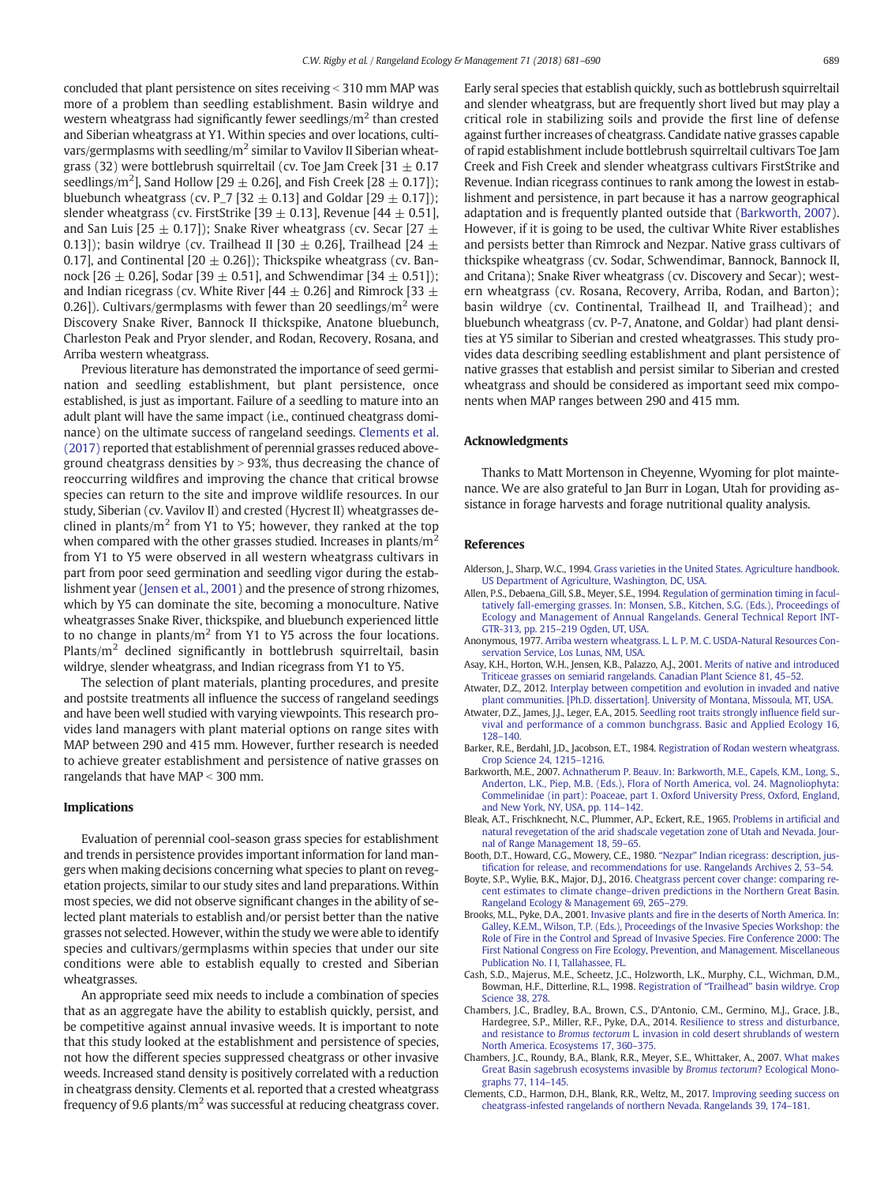concluded that plant persistence on sites receiving < 310 mm MAP was more of a problem than seedling establishment. Basin wildrye and western wheatgrass had significantly fewer seedlings/m$^2$ than crested and Siberian wheatgrass at Y1. Within species and over locations, cultivars/germplasms with seedling/m$^2$ similar to Vavilov II Siberian wheatgrass (32) were bottlebrush squirreltail (cv. Toe Jam Creek [31 ± 0.17 seedlings/m$^2$], Sand Hollow [29 ± 0.26], and Fish Creek [28 ± 0.17]); bluebunch wheatgrass (cv. P_7 [32 ± 0.13] and Goldar [29 ± 0.17]); slender wheatgrass (cv. FirstStrike [39 ± 0.13], Revenue [44 ± 0.51], and San Luis [25 ± 0.17]); Snake River wheatgrass (cv. Secar [27 ± 0.13]); basin wildrye (cv. Trailhead II [30 ± 0.26], Trailhead [24 ± 0.17], and Continental [20 ± 0.26]); Thickspike wheatgrass (cv. Bannock [26 ± 0.26], Sodar [39 ± 0.51], and Schwendimar [34 ± 0.51]); and Indian ricegrass (cv. White River [44 ± 0.26] and Rimrock [33 ± 0.26]). Cultivars/germplasms with fewer than 20 seedlings/m$^2$ were Discovery Snake River, Bannock II thickspike, Anatone bluebunch, Charleston Peak and Pryor slender, and Rodan, Recovery, Rosana, and Arriba western wheatgrass.

Previous literature has demonstrated the importance of seed germination and seedling establishment, but plant persistence, once established, is just as important. Failure of a seedling to mature into an adult plant will have the same impact (i.e., continued cheatgrass dominance) on the ultimate success of rangeland seedings. Clements et al. (2017) reported that establishment of perennial grasses reduced aboveground cheatgrass densities by > 93%, thus decreasing the chance of reoccurring wildfires and improving the chance that critical browse species can return to the site and improve wildlife resources. In our study, Siberian (cv. Vavilov II) and crested (Hycrest II) wheatgrasses declined in plants/m$^2$ from Y1 to Y5; however, they ranked at the top when compared with the other grasses studied. Increases in plants/m$^2$ from Y1 to Y5 were observed in all western wheatgrass cultivars in part from poor seed germination and seedling vigor during the establishment year (Jensen et al., 2001) and the presence of strong rhizomes, which by Y5 can dominate the site, becoming a monoculture. Native wheatgrasses Snake River, thickspike, and bluebunch experienced little to no change in plants/m$^2$ from Y1 to Y5 across the four locations. Plants/m$^2$ declined significantly in bottlebrush squirreltail, basin wildrye, slender wheatgrass, and Indian ricegrass from Y1 to Y5.

The selection of plant materials, planting procedures, and presite and postsite treatments all influence the success of rangeland seedings and have been well studied with varying viewpoints. This research provides land managers with plant material options on range sites with MAP between 290 and 415 mm. However, further research is needed to achieve greater establishment and persistence of native grasses on rangelands that have MAP < 300 mm.

## Implications

Evaluation of perennial cool-season grass species for establishment and trends in persistence provides important information for land managers when making decisions concerning what species to plant on revegetation projects, similar to our study sites and land preparations. Within most species, we did not observe significant changes in the ability of selected plant materials to establish and/or persist better than the native grasses not selected. However, within the study we were able to identify species and cultivars/germplasms within species that under our site conditions were able to establish equally to crested and Siberian wheatgrasses.

An appropriate seed mix needs to include a combination of species that as an aggregate have the ability to establish quickly, persist, and be competitive against annual invasive weeds. It is important to note that this study looked at the establishment and persistence of species, not how the different species suppressed cheatgrass or other invasive weeds. Increased stand density is positively correlated with a reduction in cheatgrass density. Clements et al. reported that a crested wheatgrass frequency of 9.6 plants/m$^2$ was successful at reducing cheatgrass cover. Early seral species that establish quickly, such as bottlebrush squirreltail and slender wheatgrass, but are frequently short lived but may play a critical role in stabilizing soils and provide the first line of defense against further increases of cheatgrass. Candidate native grasses capable of rapid establishment include bottlebrush squirreltail cultivars Toe Jam Creek and Fish Creek and slender wheatgrass cultivars FirstStrike and Revenue. Indian ricegrass continues to rank among the lowest in establishment and persistence, in part because it has a narrow geographical adaptation and is frequently planted outside that (Barkworth, 2007). However, if it is going to be used, the cultivar White River establishes and persists better than Rimrock and Nezpar. Native grass cultivars of thickspike wheatgrass (cv. Sodar, Schwendimar, Bannock, Bannock II, and Critana); Snake River wheatgrass (cv. Discovery and Secar); western wheatgrass (cv. Rosana, Recovery, Arriba, Rodan, and Barton); basin wildrye (cv. Continental, Trailhead II, and Trailhead); and bluebunch wheatgrass (cv. P-7, Anatone, and Goldar) had plant densities at Y5 similar to Siberian and crested wheatgrasses. This study provides data describing seedling establishment and plant persistence of native grasses that establish and persist similar to Siberian and crested wheatgrass and should be considered as important seed mix components when MAP ranges between 290 and 415 mm.

## Acknowledgments

Thanks to Matt Mortenson in Cheyenne, Wyoming for plot maintenance. We are also grateful to Jan Burr in Logan, Utah for providing assistance in forage harvests and forage nutritional quality analysis.

## References

- Alderson, J., Sharp, W.C., 1994. Grass varieties in the United States. Agriculture handbook. US Department of Agriculture, Washington, DC, USA.
- Allen, P.S., Debaena_Gill, S.B., Meyer, S.E., 1994. Regulation of germination timing in facultatively fall-emerging grasses. In: Monsen, S.B., Kitchen, S.G. (Eds.), Proceedings of Ecology and Management of Annual Rangelands. General Technical Report INT-GTR-313, pp. 215–219 Ogden, UT, USA.
- Anonymous, 1977. Arriba western wheatgrass. L. L. P. M. C. USDA-Natural Resources Conservation Service, Los Lunas, NM, USA.
- Asay, K.H., Horton, W.H., Jensen, K.B., Palazzo, A.J., 2001. Merits of native and introduced Triticeae grasses on semiarid rangelands. Canadian Plant Science 81, 45–52.
- Atwater, D.Z., 2012. Interplay between competition and evolution in invaded and native plant communities. [Ph.D. dissertation]. University of Montana, Missoula, MT, USA.
- Atwater, D.Z., James, J.J., Leger, E.A., 2015. Seedling root traits strongly influence field survival and performance of a common bunchgrass. Basic and Applied Ecology 16, 128–140.
- Barker, R.E., Berdahl, J.D., Jacobson, E.T., 1984. Registration of Rodan western wheatgrass. Crop Science 24, 1215–1216.
- Barkworth, M.E., 2007. Achnatherum P. Beauv. In: Barkworth, M.E., Capels, K.M., Long, S., Anderton, L.K., Piep, M.B. (Eds.), Flora of North America, vol. 24. Magnoliophyta: Commelinidae (in part): Poaceae, part 1. Oxford University Press, Oxford, England, and New York, NY, USA, pp. 114–142.
- Bleak, A.T., Frischknecht, N.C., Plummer, A.P., Eckert, R.E., 1965. Problems in artificial and natural revegetation of the arid shadscale vegetation zone of Utah and Nevada. Journal of Range Management 18, 59–65.
- Booth, D.T., Howard, C.G., Mowery, C.E., 1980. "Nezpar" Indian ricegrass: description, justification for release, and recommendations for use. Rangelands Archives 2, 53–54.
- Boyte, S.P., Wylie, B.K., Major, D.J., 2016. Cheatgrass percent cover change: comparing recent estimates to climate change–driven predictions in the Northern Great Basin. Rangeland Ecology & Management 69, 265–279.
- Brooks, M.L., Pyke, D.A., 2001. Invasive plants and fire in the deserts of North America. In: Galley, K.E.M., Wilson, T.P. (Eds.), Proceedings of the Invasive Species Workshop: the Role of Fire in the Control and Spread of Invasive Species. Fire Conference 2000: The First National Congress on Fire Ecology, Prevention, and Management. Miscellaneous Publication No. 1 I, Tallahassee, FL.
- Cash, S.D., Majerus, M.E., Scheetz, J.C., Holzworth, L.K., Murphy, C.L., Wichman, D.M., Bowman, H.F., Ditterline, R.L., 1998. Registration of "Trailhead" basin wildrye. Crop Science 38, 278.
- Chambers, J.C., Bradley, B.A., Brown, C.S., D'Antonio, C.M., Germino, M.J., Grace, J.B., Hardegree, S.P., Miller, R.F., Pyke, D.A., 2014. Resilience to stress and disturbance, and resistance to *Bromus tectorum* L. invasion in cold desert shrublands of western North America. Ecosystems 17, 360–375.
- Chambers, J.C., Roundy, B.A., Blank, R.R., Meyer, S.E., Whittaker, A., 2007. What makes Great Basin sagebrush ecosystems invasible by *Bromus tectorum*? Ecological Monographs 77, 114–145.
- Clements, C.D., Harmon, D.H., Blank, R.R., Weltz, M., 2017. Improving seeding success on cheatgrass-infested rangelands of northern Nevada. Rangelands 39, 174–181.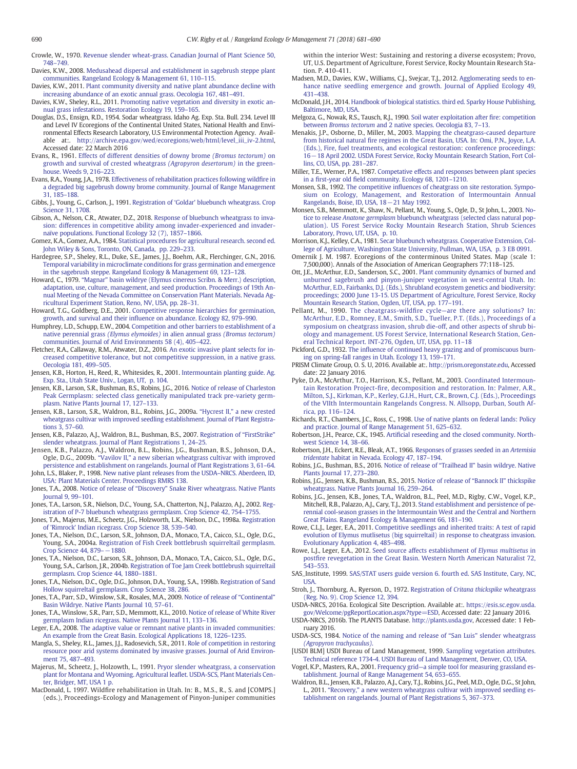Crowle, W., 1970. Revenue slender wheat-grass. Canadian Journal of Plant Science 50, 748–749.

Davies, K.W., 2008. Medusahead dispersal and establishment in sagebrush steppe plant communities. Rangeland Ecology & Management 61, 110–115.

Davies, K.W., 2011. Plant community diversity and native plant abundance decline with increasing abundance of an exotic annual grass. Oecologia 167, 481–491.

Davies, K.W., Sheley, R.L., 2011. Promoting native vegetation and diversity in exotic annual grass infestations. Restoration Ecology 19, 159–165.

Douglas, D.S., Ensign, R.D., 1954. Sodar wheatgrass. Idaho Ag. Exp. Sta. Bull. 234. Level III and Level IV Ecoregions of the Continental United States, National Health and Environmental Effects Research Laboratory, U.S Environmental Protection Agency. Available at:. http://archive.epa.gov/wed/ecoregions/web/html/level_iii_iv-2.html, Accessed date: 22 March 2016

Evans, R., 1961. Effects of different densities of downy brome *(Bromus tectorum)* on growth and survival of crested wheatgrass *(Agropyron desertorum)* in the greenhouse. Weeds 9, 216–223.

Evans, R.A., Young, J.A., 1978. Effectiveness of rehabilitation practices following wildfire in a degraded big sagebrush downy brome community. Journal of Range Management 31, 185–188.

Gibbs, J., Young, G., Carlson, J., 1991. Registration of 'Goldar' bluebunch wheatgrass. Crop Science 31, 1708.

Gibson, A., Nelson, C.R., Atwater, D.Z., 2018. Response of bluebunch wheatgrass to invasion: differences in competitive ability among invader-experienced and invader-naïve populations. Functional Ecology 32 (7), 1857–1866.

Gomez, K.A., Gomez, A.A., 1984. Statistical procedures for agricultural research. second ed. John Wiley & Sons, Toronto, ON, Canada, pp. 229–233.

Hardegree, S.P., Sheley, R.L., Duke, S.E., James, J.J., Boehm, A.R., Flerchinger, G.N., 2016. Temporal variability in microclimate conditions for grass germination and emergence in the sagebrush steppe. Rangeland Ecology & Management 69, 123–128.

Howard, C., 1979. "Magnar" basin wildrye (Elymus cinereus Scribn. & Merr.) description, adaptation, use, culture, management, and seed production. Proceedings of 19th Annual Meeting of the Nevada Committee on Conservation Plant Materials. Nevada Agricultural Experiment Station, Reno, NV, USA, pp. 28–31.

Howard, T.G., Goldberg, D.E., 2001. Competitive response hierarchies for germination, growth, and survival and their influence on abundance. Ecology 82, 979–990.

Humphrey, L.D., Schupp, E.W., 2004. Competition and other barriers to establishment of a native perennial grass *(Elymus elymoides)* in alien annual grass *(Bromus tectorum)* communities. Journal of Arid Environments 58 (4), 405–422.

Fletcher, R.A., Callaway, R.M., Atwater, D.Z., 2016. An exotic invasive plant selects for increased competitive tolerance, but not competitive suppression, in a native grass. Oecologia 181, 499–505.

Jensen, K.B., Horton, H., Reed, R., Whitesides, R., 2001. Intermountain planting guide. Ag. Exp. Sta., Utah State Univ., Logan, UT, p. 104.

Jensen, K.B., Larson, S.R., Bushman, B.S., Robins, J.G., 2016. Notice of release of Charleston Peak Germplasm: selected class genetically manipulated track pre-variety germplasm. Native Plants Journal 17, 127–133.

Jensen, K.B., Larson, S.R., Waldron, B.L., Robins, J.G., 2009a. "Hycrest II," a new crested wheatgrass cultivar with improved seedling establishment. Journal of Plant Registrations 3, 57–60.

Jensen, K.B., Palazzo, A.J., Waldron, B.L., Bushman, B.S., 2007. Registration of "FirstStrike" slender wheatgrass. Journal of Plant Registrations 1, 24–25.

Jensen, K.B., Palazzo, A.J., Waldron, B.L., Robins, J.G., Bushman, B.S., Johnson, D.A., Ogle, D.G., 2009b. "Vavilov II," a new siberian wheatgrass cultivar with improved persistence and establishment on rangelands. Journal of Plant Registrations 3, 61–64.

John, L.S., Blaker, P., 1998. New native plant releases from the USDA–NRCS. Aberdeen, ID, USA: Plant Materials Center. Proceedings RMRS 138.

Jones, T.A., 2008. Notice of release of "Discovery" Snake River wheatgrass. Native Plants Journal 9, 99–101.

Jones, T.A., Larson, S.R., Nielson, D.C., Young, S.A., Chatterton, N.J., Palazzo, A.J., 2002. Registration of P-7 bluebunch wheatgrass germplasm. Crop Science 42, 754–1755.

Jones, T.A., Majerus, M.E., Scheetz, J.G., Holzworth, L.K., Nielson, D.C., 1998a. Registration of 'Rimrock' Indian ricegrass. Crop Science 38, 539–540.

Jones, T.A., Nielson, D.C., Larson, S.R., Johnson, D.A., Monaco, T.A., Caicco, S.L., Ogle, D.G., Young, S.A., 2004a. Registration of Fish Creek bottlebrush squirreltail germplasm. Crop Science 44, 879– – 1880.

Jones, T.A., Nielson, D.C., Larson, S.R., Johnson, D.A., Monaco, T.A., Caicco, S.L., Ogle, D.G., Young, S.A., Carlson, J.R., 2004b. Registration of Toe Jam Creek bottlebrush squirreltail germplasm. Crop Science 44, 1880–1881.

Jones, T.A., Nielson, D.C., Ogle, D.G., Johnson, D.A., Young, S.A., 1998b. Registration of Sand Hollow squirreltail germplasm. Crop Science 38, 286.

Jones, T.A., Parr, S.D., Winslow, S.R., Rosales, M.A., 2009. Notice of release of "Continental" Basin Wildrye. Native Plants Journal 10, 57–61.

Jones, T.A., Winslow, S.R., Parr, S.D., Memmott, K.L., 2010. Notice of release of White River germplasm Indian ricegrass. Native Plants Journal 11, 133–136.

Leger, E.A., 2008. The adaptive value or remnant native plants in invaded communities: An example from the Great Basin. Ecological Applications 18, 1226–1235.

Mangla, S., Sheley, R.L., James, J.J., Radosevich, S.R., 2011. Role of competition in restoring resource poor arid systems dominated by invasive grasses. Journal of Arid Environment 75, 487–493.

Majerus, M., Scheetz, J., Holzwoth, L., 1991. Pryor slender wheatgrass, a conservation plant for Montana and Wyoming. Agricultural leaflet. USDA-SCS, Plant Materials Center, Bridger, MT, USA 1 p.

MacDonald, L. 1997. Wildfire rehabilitation in Utah. In: B., M.S., R., S. and [COMPS.] (eds.), Proceedings-Ecology and Management of Pinyon-Juniper communities within the interior West: Sustaining and restoring a diverse ecosystem; Provo, UT, U.S. Department of Agriculture, Forest Service, Rocky Mountain Research Station. P. 410-411.

Madsen, M.D., Davies, K.W., Williams, C.J., Svejcar, T.J., 2012. Agglomerating seeds to enhance native seedling emergence and growth. Journal of Applied Ecology 49, 431–438.

McDonald, J.H., 2014. Handbook of biological statistics. third ed. Sparky House Publishing, Baltimore, MD, USA.

Melgoza, G., Nowak, R.S., Tausch, R.J., 1990. Soil water exploitation after fire: competition between *Bromus tectorum* and 2 native species. Oecologia 83, 7–13.

Menakis, J.P., Osborne, D., Miller, M., 2003. Mapping the cheatgrass-caused departure from historical natural fire regimes in the Great Basin, USA. In: Omi, P.N., Joyce, L.A. (Eds.), Fire, fuel treatments, and ecological restoration: conference proceedings: 16 — 18 April 2002. USDA Forest Service, Rocky Mountain Research Station, Fort Collins, CO, USA, pp. 281–287.

Miller, T.E., Werner, P.A., 1987. Competitive effects and responses between plant species in a first-year old field community. Ecology 68, 1201–1210.

Monsen, S.B., 1992. The competitive influences of cheatgrass on site restoration. Symposium on Ecology, Management, and Restoration of Intermountain Annual Rangelands, Boise, ID, USA, 18 — 21 May 1992.

Monsen, S.B., Memmott, K., Shaw, N., Pellant, M., Young, S., Ogle, D., St John, L., 2003. Notice to release *Anatone germplasm* bluebunch wheatgrass (selected class natural population). US Forest Service Rocky Mountain Research Station, Shrub Sciences Laboratory, Provo, UT, USA, p. 10.

Morrison, K.J., Kelley, C.A., 1981. Secar bluebunch wheatgrass. Cooperative Extension, College of Agriculture, Washington State University, Pullman, WA, USA, p. 3 EB 0991.

Omernik J. M. 1987. Ecoregions of the conterminous United States. Map (scale 1: 7,500,000). Annals of the Association of American Geographers 77:118–125.

Ott, J.E., McArthur, E.D., Sanderson, S.C., 2001. Plant community dynamics of burned and unburned sagebrush and pinyon-juniper vegetation in west-central Utah. In: McArthur, E.D., Fairbanks, D.J. (Eds.), Shrubland ecosystem genetics and biodiversity: proceedings; 2000 June 13-15. US Department of Agriculture, Forest Service, Rocky Mountain Research Station, Ogden, UT, USA, pp. 177–191.

Pellant, M., 1990. The cheatgrass-wildfire cycle—are there any solutions? In: McArthur, E.D., Romney, E.M., Smith, S.D., Tueller, P.T. (Eds.), Proceedings of a symposium on cheatgrass invasion, shrub die-off, and other aspects of shrub biology and management. US Forest Service, International Research Station, General Technical Report. INT-276, Ogden, UT, USA, pp. 11–18

Pickford, G.D., 1932. The influence of continued heavy grazing and of promiscuous burning on spring-fall ranges in Utah. Ecology 13, 159–171.

PRISM Climate Group, O. S. U, 2016. Available at:. http://prism.oregonstate.edu, Accessed date: 22 January 2016.

Pyke, D.A., McArthur, T.O., Harrison, K.S., Pellant, M., 2003. Coordinated Intermountain Restoration Project-fire, decomposition and restoration. In: Palmer, A.R., Milton, S.J., Kirkman, K.P., Kerley, G.I.H., Hurt, C.R., Brown, C.J. (Eds.), Proceedings of the VIIth Intermountain Rangelands Congress. N. Allsopp, Durban, South Africa, pp. 116–124.

Richards, R.T., Chambers, J.C., Ross, C., 1998. Use of native plants on federal lands: Policy and practice. Journal of Range Management 51, 625–632.

Robertson, J.H., Pearce, C.K., 1945. Artificial reseeding and the closed community. Northwest Science 14, 38–66.

Robertson, J.H., Eckert, R.E., Bleak, A.T., 1966. Responses of grasses seeded in an *Artemisia tridentate* habitat in Nevada. Ecology 47, 187–194.

Robins, J.G., Bushman, B.S., 2016. Notice of release of "Trailhead II" basin wildrye. Native Plants Journal 17, 273–280.

Robins, J.G., Jensen, K.B., Bushman, B.S., 2015. Notice of release of "Bannock II" thickspike wheatgrass. Native Plants Journal 16, 259–264.

Robins, J.G., Jensen, K.B., Jones, T.A., Waldron, B.L., Peel, M.D., Rigby, C.W., Vogel, K.P., Mitchell, R.B., Palazzo, A.J., Cary, T.J., 2013. Stand establishment and persistence of perennial cool-season grasses in the Intermountain West and the Central and Northern Great Plains. Rangeland Ecology & Management 66, 181–190.

Rowe, C.L.J., Leger, E.A., 2011. Competitive seedlings and inherited traits: A test of rapid evolution of Elymus mutlisetus (big squirreltail) in response to cheatgrass invasion. Evolutionary Application 4, 485–498.

Rowe, L.J., Leger, E.A., 2012. Seed source affects establishment of *Elymus multisetus* in postfire revegetation in the Great Basin. Western North American Naturalist 72, 543–553.

SAS_Institute, 1999. SAS/STAT users guide version 6. fourth ed. SAS Institute, Cary, NC, USA.

Stroh, J., Thornburg, A., Ryerson, D., 1972. Registration of *Critana thickspike* wheatgrass (Reg. No. 9). Crop Science 12, 394.

USDA-NRCS, 2016a. Ecological Site Description. Available at:. https://esis.sc.egov.usda.gov/Welcome/pgReportLocation.aspx?type=ESD, Accessed date: 22 January 2016.

USDA-NRCS, 2016b. The PLANTS Database. http://plants.usda.gov, Accessed date: 1 February 2016.

USDA-SCS, 1984. Notice of the naming and release of "San Luis" slender wheatgrass *(Agropyron trachycaulus)*.

[USDI BLM] USDI Bureau of Land Management, 1999. Sampling vegetation attributes. Technical reference 1734-4. USDI Bureau of Land Management, Denver, CO, USA.

Vogel, K.P., Masters, R.A., 2001. Frequency grid—a simple tool for measuring grassland establishment. Journal of Range Management 54, 653–655.

Waldron, B.L., Jensen, K.B., Palazzo, A.J., Cary, T.J., Robins, J.G., Peel, M.D., Ogle, D.G., St John, L., 2011. "Recovery," a new western wheatgrass cultivar with improved seedling establishment on rangelands. Journal of Plant Registrations 5, 367–373.